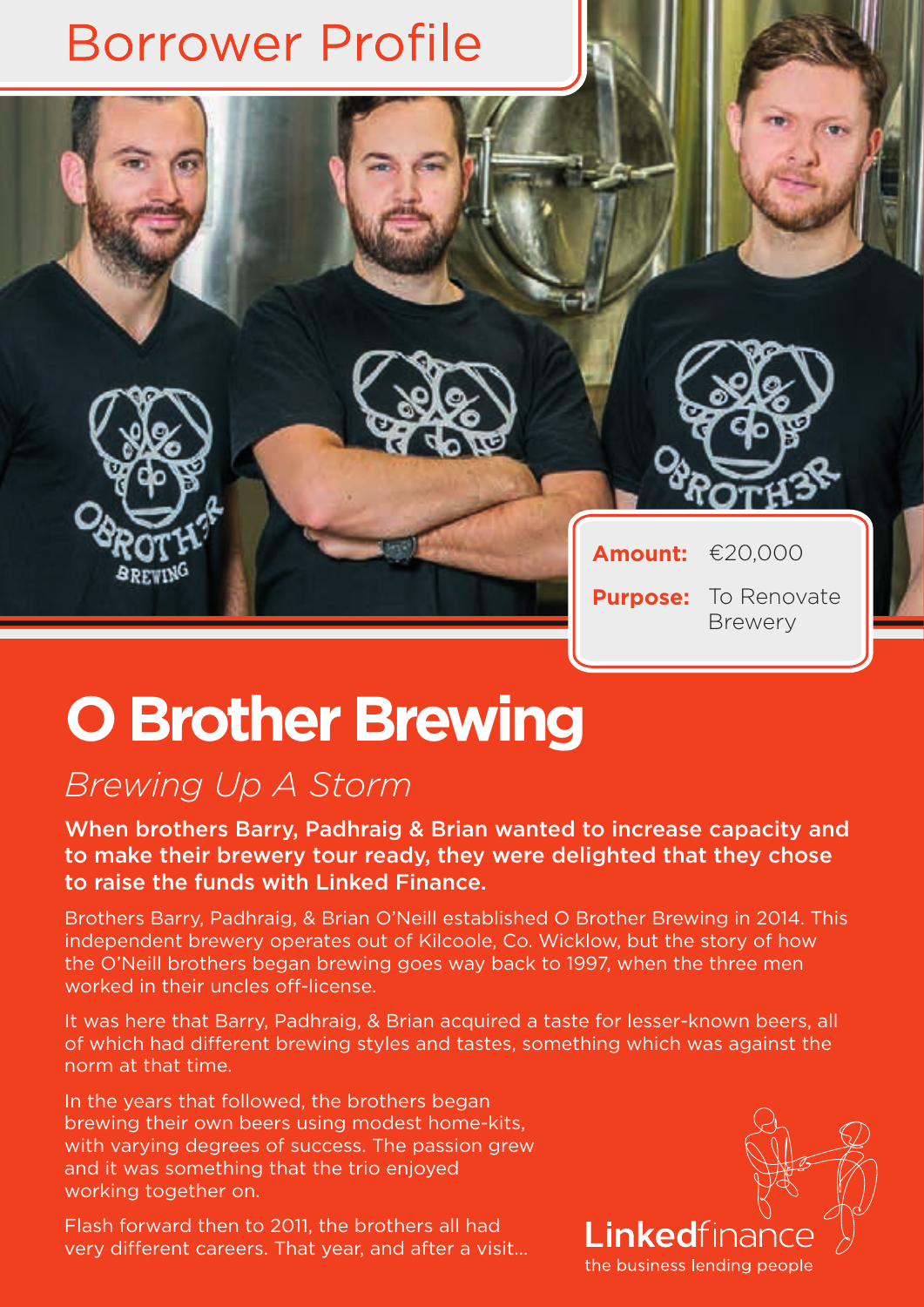# Borrower Profile

**Amount:** €20,000

**Purpose:** To Renovate Brewery

# O Brother Brewing

## *Brewing Up A Storm*

**When brothers Barry, Padhraig & Brian wanted to increase capacity and to make their brewery tour ready, they were delighted that they chose to raise the funds with Linked Finance.**

Brothers Barry, Padhraig, & Brian O'Neill established O Brother Brewing in 2014. This independent brewery operates out of Kilcoole, Co. Wicklow, but the story of how the O'Neill brothers began brewing goes way back to 1997, when the three men worked in their uncles off-license.

It was here that Barry, Padhraig, & Brian acquired a taste for lesser-known beers, all of which had different brewing styles and tastes, something which was against the norm at that time.

In the years that followed, the brothers began brewing their own beers using modest home-kits, with varying degrees of success. The passion grew and it was something that the trio enjoyed working together on.

Flash forward then to 2011, the brothers all had very different careers. That year, and after a visit...

Linkedfinance
the business lending people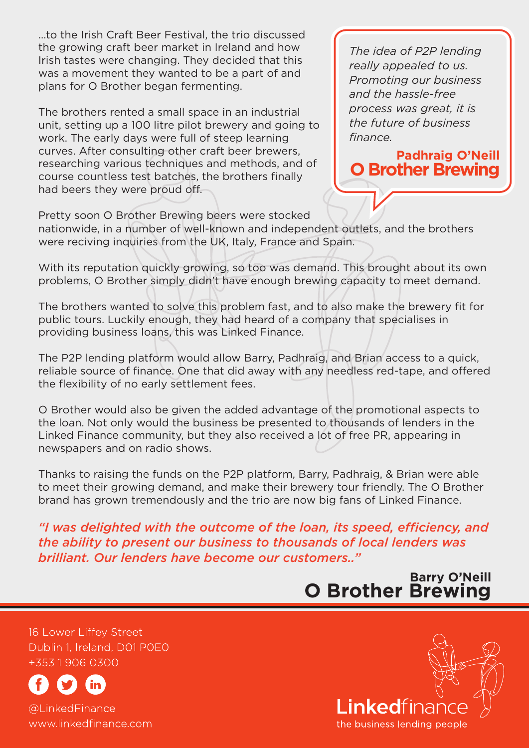...to the Irish Craft Beer Festival, the trio discussed the growing craft beer market in Ireland and how Irish tastes were changing. They decided that this was a movement they wanted to be a part of and plans for O Brother began fermenting.

The brothers rented a small space in an industrial unit, setting up a 100 litre pilot brewery and going to work. The early days were full of steep learning curves. After consulting other craft beer brewers, researching various techniques and methods, and of course countless test batches, the brothers finally had beers they were proud off.

> *The idea of P2P lending really appealed to us. Promoting our business and the hassle-free process was great, it is the future of business finance.*
>
> **Padhraig O'Neill**
> **O Brother Brewing**

Pretty soon O Brother Brewing beers were stocked nationwide, in a number of well-known and independent outlets, and the brothers were reciving inquiries from the UK, Italy, France and Spain.

With its reputation quickly growing, so too was demand. This brought about its own problems, O Brother simply didn't have enough brewing capacity to meet demand.

The brothers wanted to solve this problem fast, and to also make the brewery fit for public tours. Luckily enough, they had heard of a company that specialises in providing business loans, this was Linked Finance.

The P2P lending platform would allow Barry, Padhraig, and Brian access to a quick, reliable source of finance. One that did away with any needless red-tape, and offered the flexibility of no early settlement fees.

O Brother would also be given the added advantage of the promotional aspects to the loan. Not only would the business be presented to thousands of lenders in the Linked Finance community, but they also received a lot of free PR, appearing in newspapers and on radio shows.

Thanks to raising the funds on the P2P platform, Barry, Padhraig, & Brian were able to meet their growing demand, and make their brewery tour friendly. The O Brother brand has grown tremendously and the trio are now big fans of Linked Finance.

*"I was delighted with the outcome of the loan, its speed, efficiency, and the ability to present our business to thousands of local lenders was brilliant. Our lenders have become our customers.."*

**Barry O'Neill**
**O Brother Brewing**

16 Lower Liffey Street
Dublin 1, Ireland, D01 P0E0
+353 1 906 0300

@LinkedFinance
www.linkedfinance.com

Linkedfinance
the business lending people